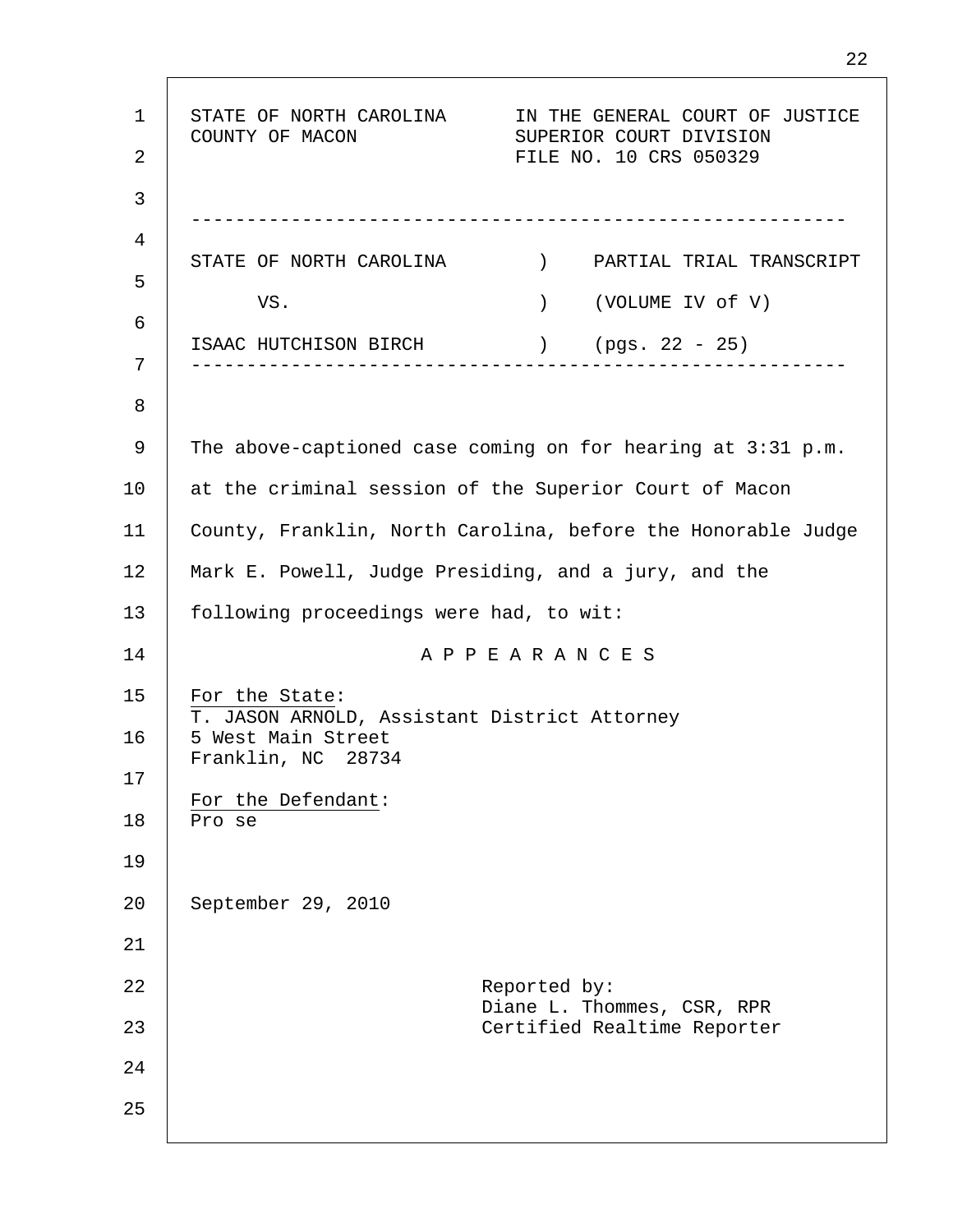STATE OF NORTH CAROLINA — IN THE GENERAL COURT OF JUSTICE
COUNTY OF MACON — SUPERIOR COURT DIVISION
FILE NO. 10 CRS 050329

---

| | | |
|---|---|---|
| STATE OF NORTH CAROLINA | ) | PARTIAL TRIAL TRANSCRIPT |
| VS. | ) | (VOLUME IV of V) |
| ISAAC HUTCHISON BIRCH | ) | (pgs. 22 - 25) |

---

The above-captioned case coming on for hearing at 3:31 p.m. at the criminal session of the Superior Court of Macon County, Franklin, North Carolina, before the Honorable Judge Mark E. Powell, Judge Presiding, and a jury, and the following proceedings were had, to wit:

## A P P E A R A N C E S

For the State:
T. JASON ARNOLD, Assistant District Attorney
5 West Main Street
Franklin, NC 28734

For the Defendant:
Pro se

September 29, 2010

Reported by:
Diane L. Thommes, CSR, RPR
Certified Realtime Reporter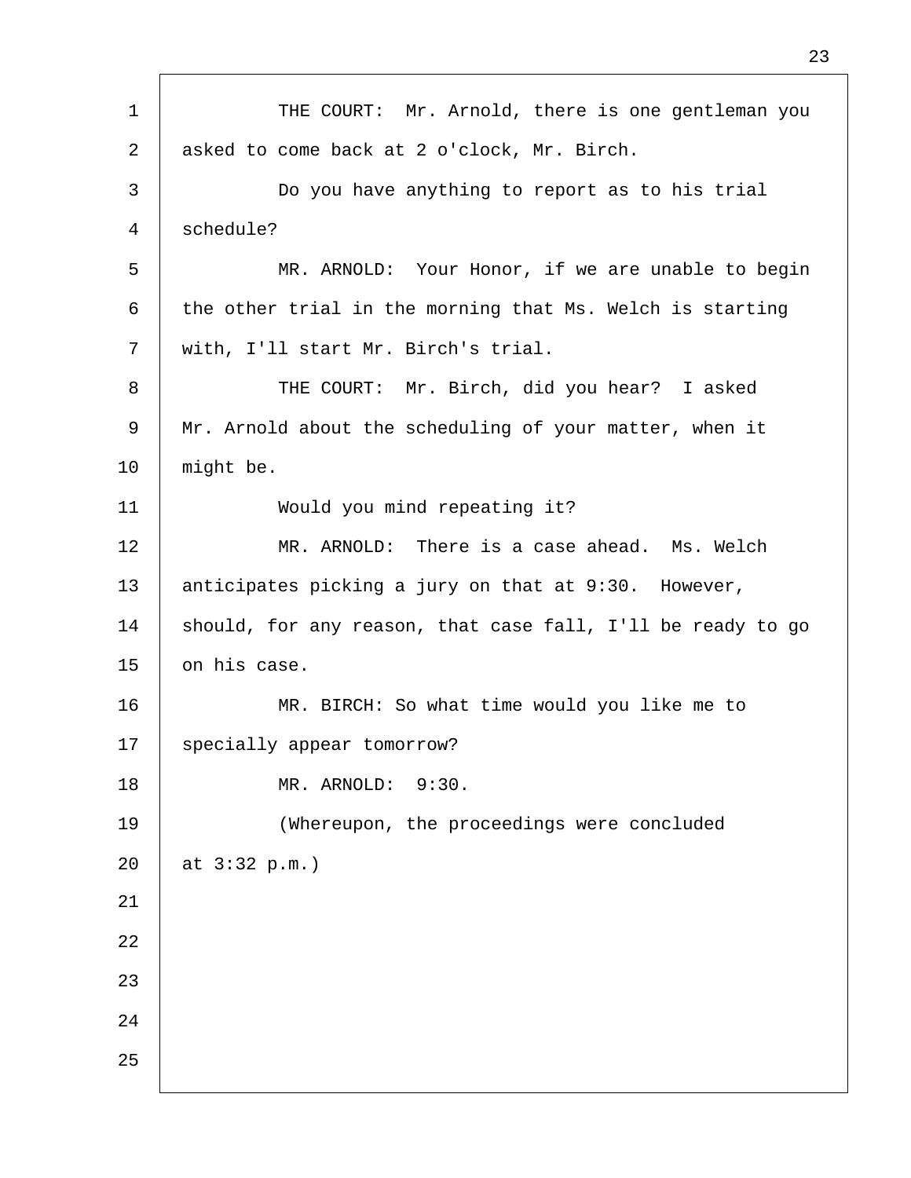THE COURT: Mr. Arnold, there is one gentleman you asked to come back at 2 o'clock, Mr. Birch.

Do you have anything to report as to his trial schedule?

MR. ARNOLD: Your Honor, if we are unable to begin the other trial in the morning that Ms. Welch is starting with, I'll start Mr. Birch's trial.

THE COURT: Mr. Birch, did you hear? I asked Mr. Arnold about the scheduling of your matter, when it might be.

Would you mind repeating it?

MR. ARNOLD: There is a case ahead. Ms. Welch anticipates picking a jury on that at 9:30. However, should, for any reason, that case fall, I'll be ready to go on his case.

MR. BIRCH: So what time would you like me to specially appear tomorrow?

MR. ARNOLD: 9:30.

(Whereupon, the proceedings were concluded at 3:32 p.m.)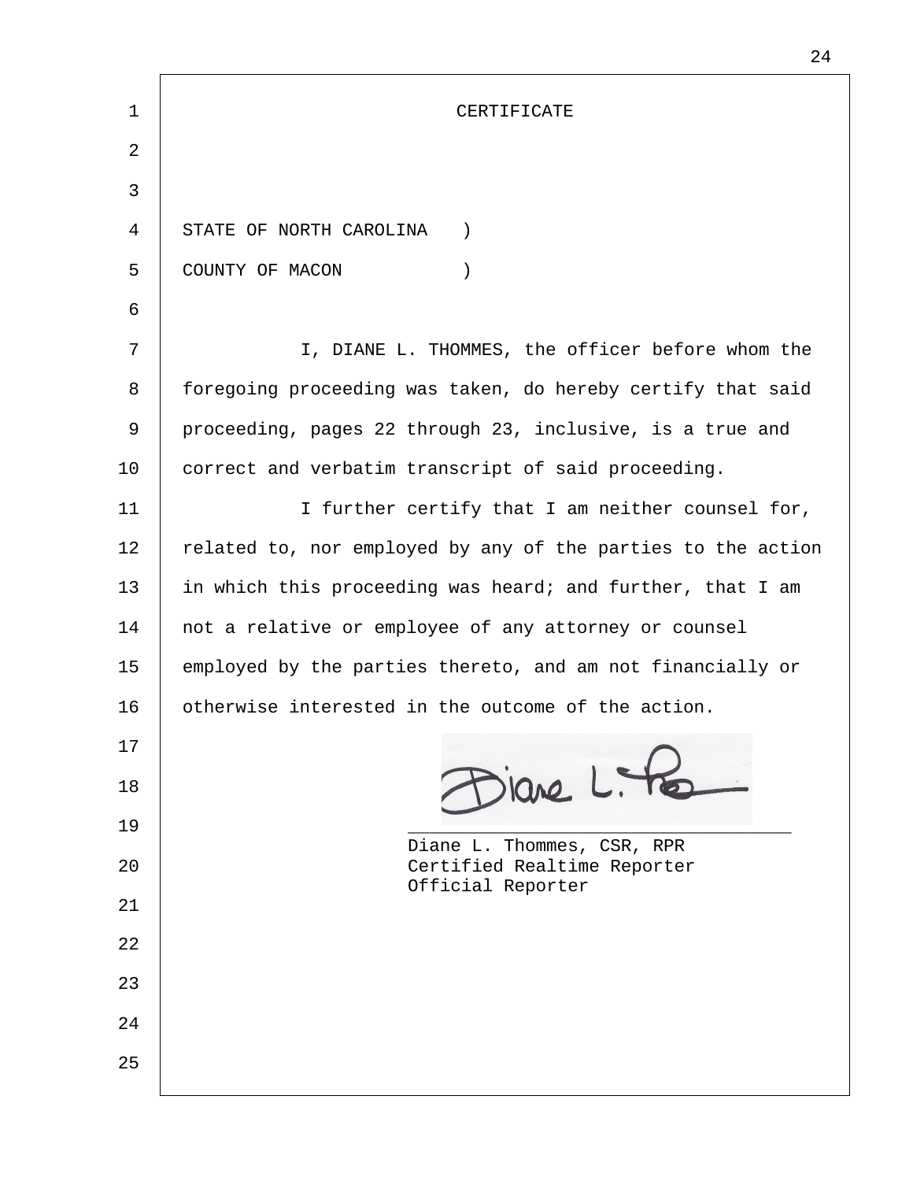# CERTIFICATE

STATE OF NORTH CAROLINA )
COUNTY OF MACON )

I, DIANE L. THOMMES, the officer before whom the foregoing proceeding was taken, do hereby certify that said proceeding, pages 22 through 23, inclusive, is a true and correct and verbatim transcript of said proceeding.

I further certify that I am neither counsel for, related to, nor employed by any of the parties to the action in which this proceeding was heard; and further, that I am not a relative or employee of any attorney or counsel employed by the parties thereto, and am not financially or otherwise interested in the outcome of the action.

Diane L. Thommes, CSR, RPR
Certified Realtime Reporter
Official Reporter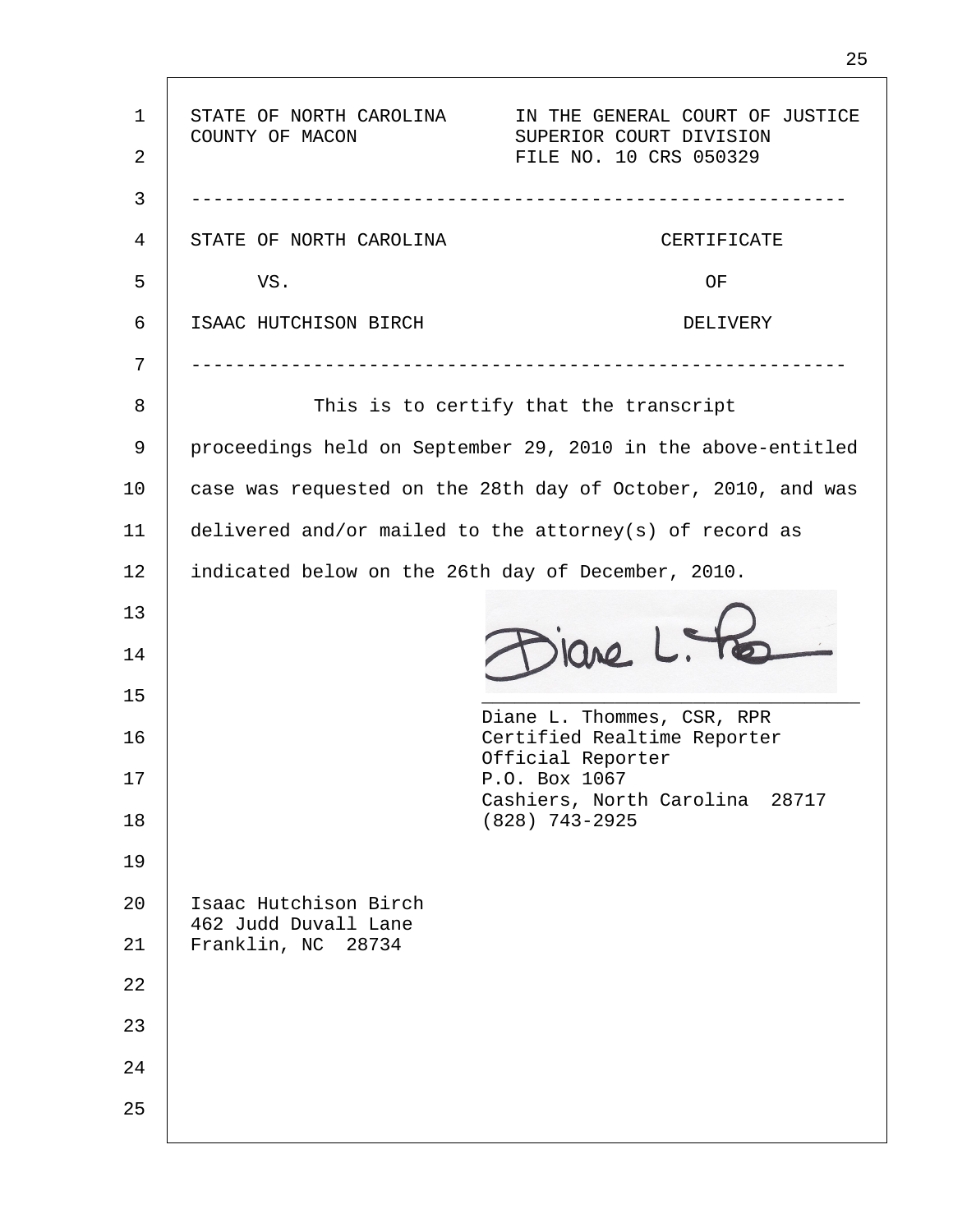STATE OF NORTH CAROLINA
COUNTY OF MACON

IN THE GENERAL COURT OF JUSTICE
SUPERIOR COURT DIVISION
FILE NO. 10 CRS 050329

---

STATE OF NORTH CAROLINA

VS.

ISAAC HUTCHISON BIRCH

CERTIFICATE OF DELIVERY

---

This is to certify that the transcript proceedings held on September 29, 2010 in the above-entitled case was requested on the 28th day of October, 2010, and was delivered and/or mailed to the attorney(s) of record as indicated below on the 26th day of December, 2010.

Diane L. Thommes, CSR, RPR
Certified Realtime Reporter
Official Reporter
P.O. Box 1067
Cashiers, North Carolina 28717
(828) 743-2925

Isaac Hutchison Birch
462 Judd Duvall Lane
Franklin, NC 28734